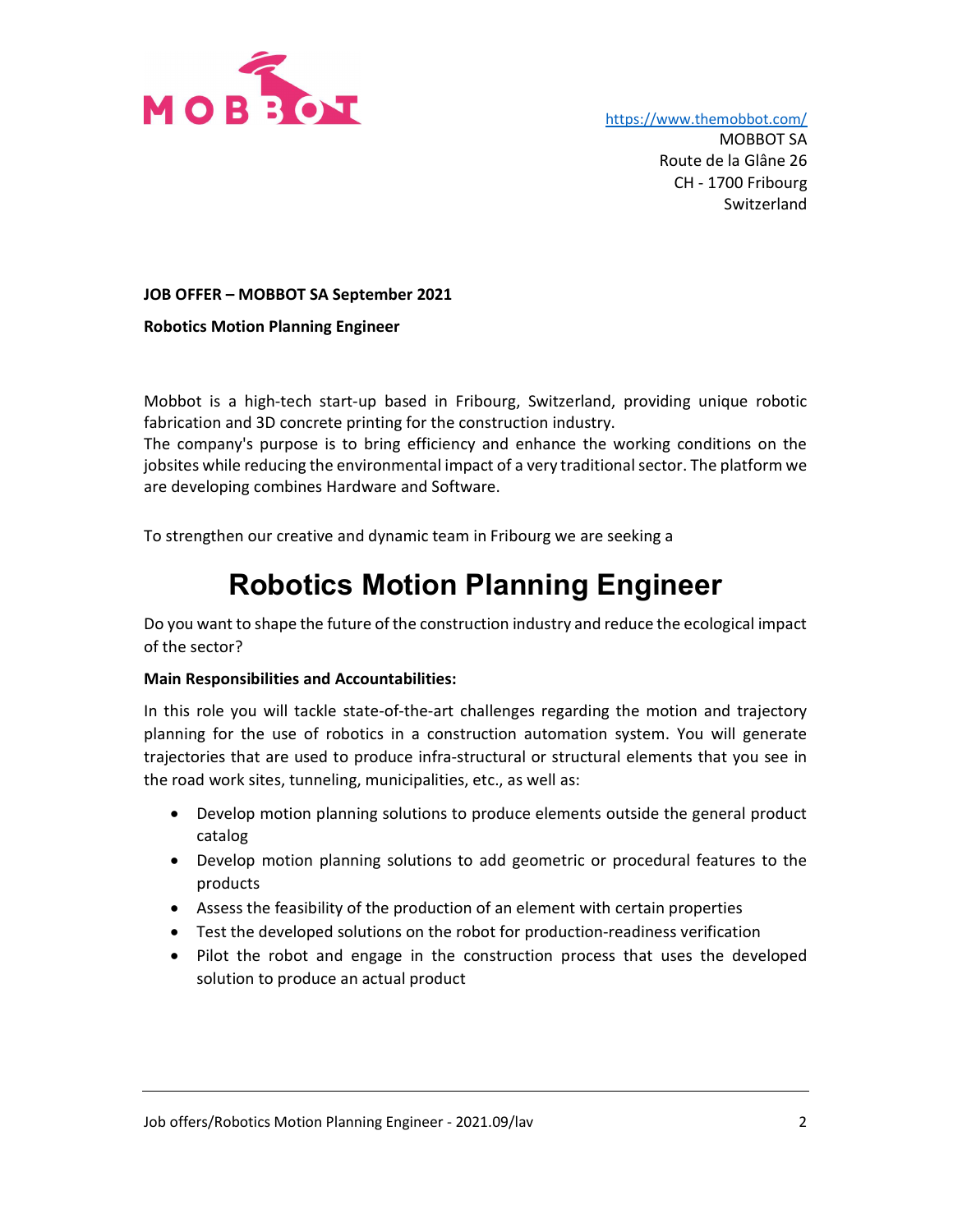https://www.themobbot.com/
MOBBOT SA
Route de la Glâne 26
CH - 1700 Fribourg
Switzerland

**JOB OFFER – MOBBOT SA September 2021**

**Robotics Motion Planning Engineer**

Mobbot is a high-tech start-up based in Fribourg, Switzerland, providing unique robotic fabrication and 3D concrete printing for the construction industry.
The company's purpose is to bring efficiency and enhance the working conditions on the jobsites while reducing the environmental impact of a very traditional sector. The platform we are developing combines Hardware and Software.

To strengthen our creative and dynamic team in Fribourg we are seeking a

# Robotics Motion Planning Engineer

Do you want to shape the future of the construction industry and reduce the ecological impact of the sector?

**Main Responsibilities and Accountabilities:**

In this role you will tackle state-of-the-art challenges regarding the motion and trajectory planning for the use of robotics in a construction automation system. You will generate trajectories that are used to produce infra-structural or structural elements that you see in the road work sites, tunneling, municipalities, etc., as well as:

- Develop motion planning solutions to produce elements outside the general product catalog
- Develop motion planning solutions to add geometric or procedural features to the products
- Assess the feasibility of the production of an element with certain properties
- Test the developed solutions on the robot for production-readiness verification
- Pilot the robot and engage in the construction process that uses the developed solution to produce an actual product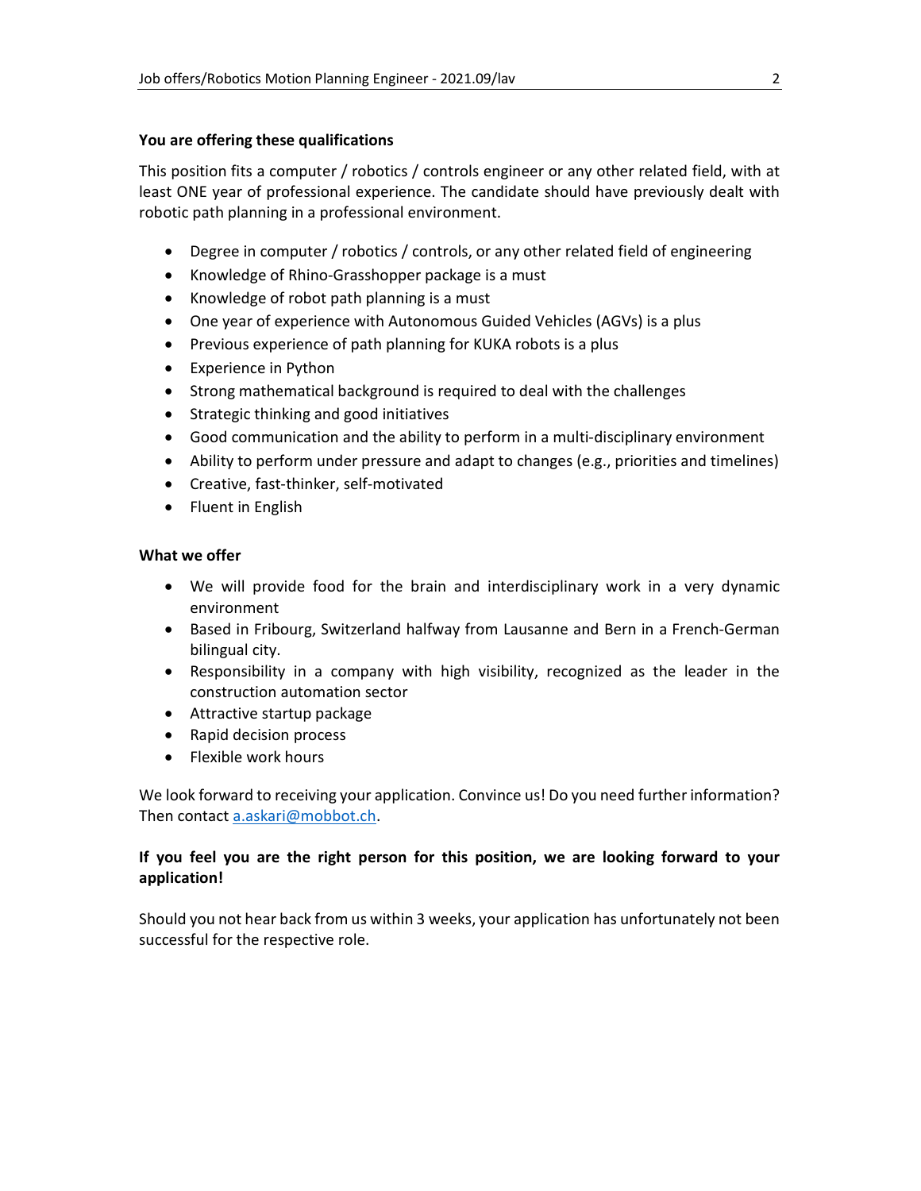**You are offering these qualifications**

This position fits a computer / robotics / controls engineer or any other related field, with at least ONE year of professional experience. The candidate should have previously dealt with robotic path planning in a professional environment.

- Degree in computer / robotics / controls, or any other related field of engineering
- Knowledge of Rhino-Grasshopper package is a must
- Knowledge of robot path planning is a must
- One year of experience with Autonomous Guided Vehicles (AGVs) is a plus
- Previous experience of path planning for KUKA robots is a plus
- Experience in Python
- Strong mathematical background is required to deal with the challenges
- Strategic thinking and good initiatives
- Good communication and the ability to perform in a multi-disciplinary environment
- Ability to perform under pressure and adapt to changes (e.g., priorities and timelines)
- Creative, fast-thinker, self-motivated
- Fluent in English

**What we offer**

- We will provide food for the brain and interdisciplinary work in a very dynamic environment
- Based in Fribourg, Switzerland halfway from Lausanne and Bern in a French-German bilingual city.
- Responsibility in a company with high visibility, recognized as the leader in the construction automation sector
- Attractive startup package
- Rapid decision process
- Flexible work hours

We look forward to receiving your application. Convince us! Do you need further information? Then contact a.askari@mobbot.ch.

**If you feel you are the right person for this position, we are looking forward to your application!**

Should you not hear back from us within 3 weeks, your application has unfortunately not been successful for the respective role.